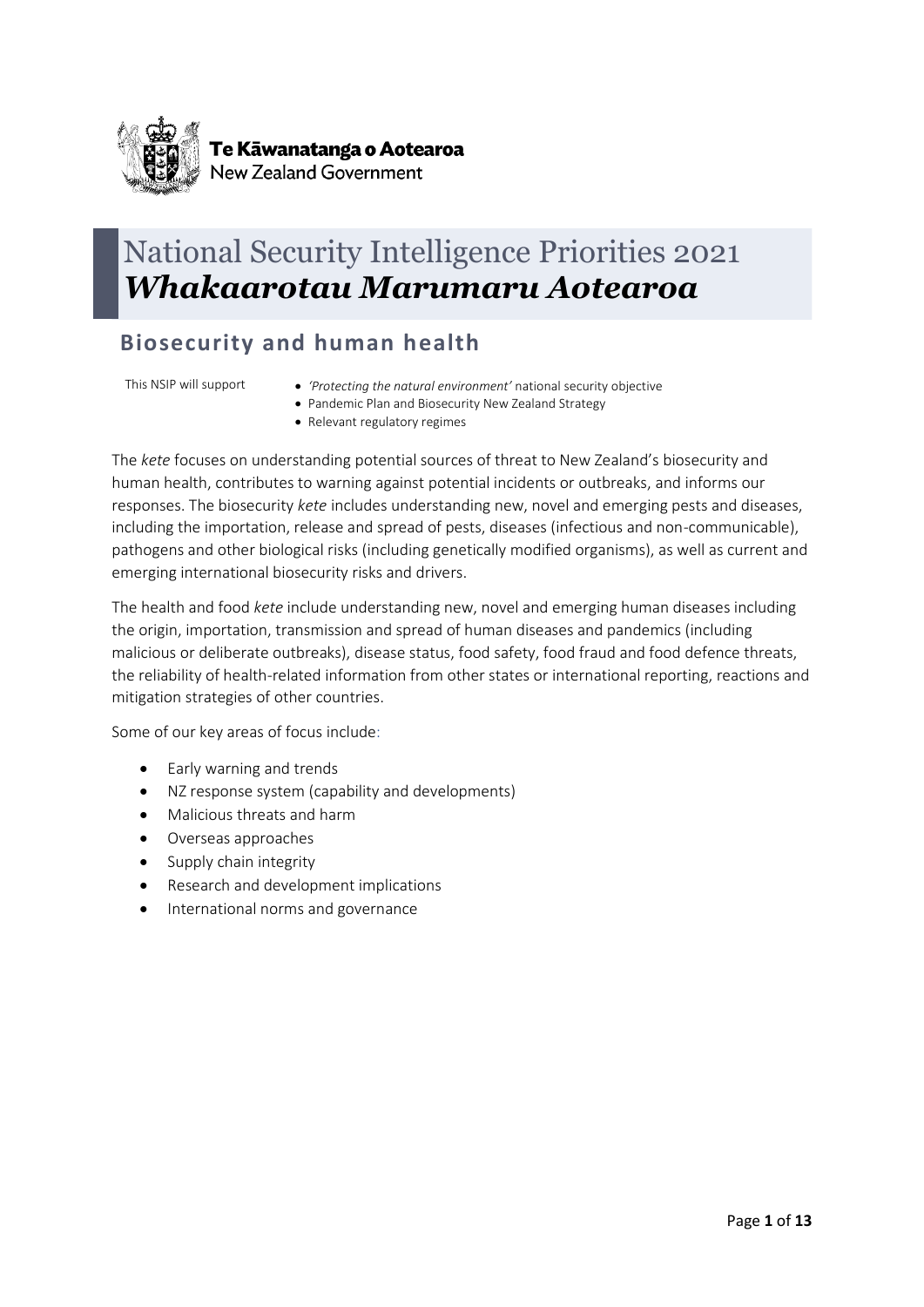**Te Kāwanatanga o Aotearoa**
New Zealand Government

# National Security Intelligence Priorities 2021 ***Whakaarotau Marumaru Aotearoa***

## Biosecurity and human health

This NSIP will support

- *'Protecting the natural environment'* national security objective
- Pandemic Plan and Biosecurity New Zealand Strategy
- Relevant regulatory regimes

The *kete* focuses on understanding potential sources of threat to New Zealand's biosecurity and human health, contributes to warning against potential incidents or outbreaks, and informs our responses. The biosecurity *kete* includes understanding new, novel and emerging pests and diseases, including the importation, release and spread of pests, diseases (infectious and non-communicable), pathogens and other biological risks (including genetically modified organisms), as well as current and emerging international biosecurity risks and drivers.

The health and food *kete* include understanding new, novel and emerging human diseases including the origin, importation, transmission and spread of human diseases and pandemics (including malicious or deliberate outbreaks), disease status, food safety, food fraud and food defence threats, the reliability of health-related information from other states or international reporting, reactions and mitigation strategies of other countries.

Some of our key areas of focus include:

- Early warning and trends
- NZ response system (capability and developments)
- Malicious threats and harm
- Overseas approaches
- Supply chain integrity
- Research and development implications
- International norms and governance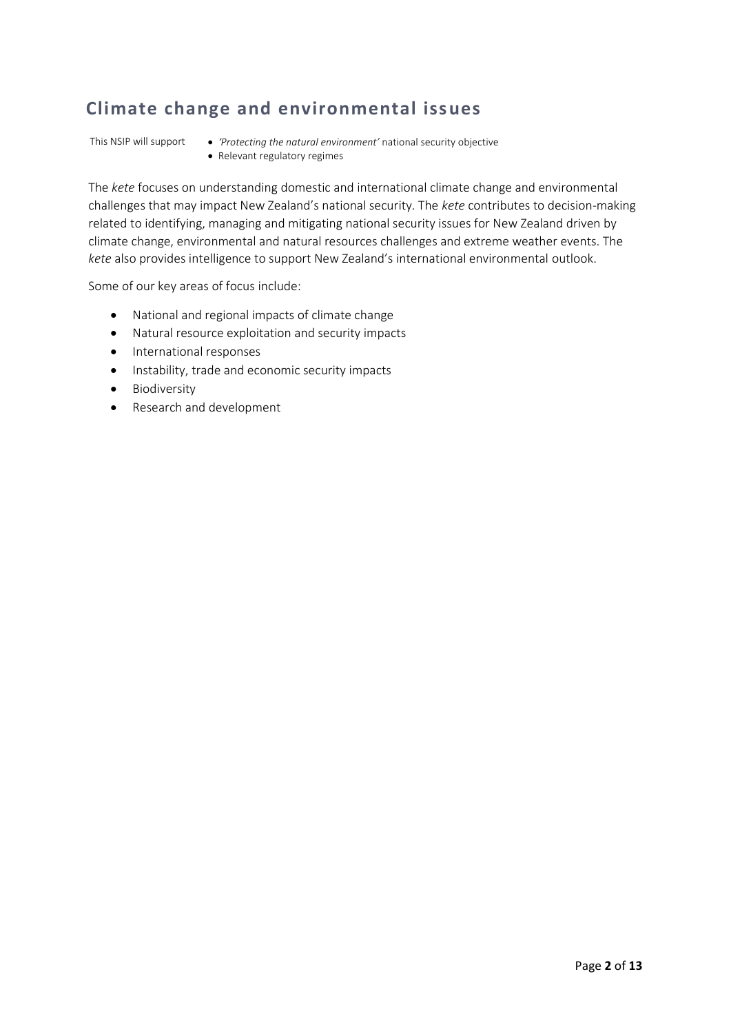## Climate change and environmental issues

This NSIP will support

- *'Protecting the natural environment'* national security objective
- Relevant regulatory regimes

The *kete* focuses on understanding domestic and international climate change and environmental challenges that may impact New Zealand's national security. The *kete* contributes to decision-making related to identifying, managing and mitigating national security issues for New Zealand driven by climate change, environmental and natural resources challenges and extreme weather events. The *kete* also provides intelligence to support New Zealand's international environmental outlook.

Some of our key areas of focus include:

- National and regional impacts of climate change
- Natural resource exploitation and security impacts
- International responses
- Instability, trade and economic security impacts
- Biodiversity
- Research and development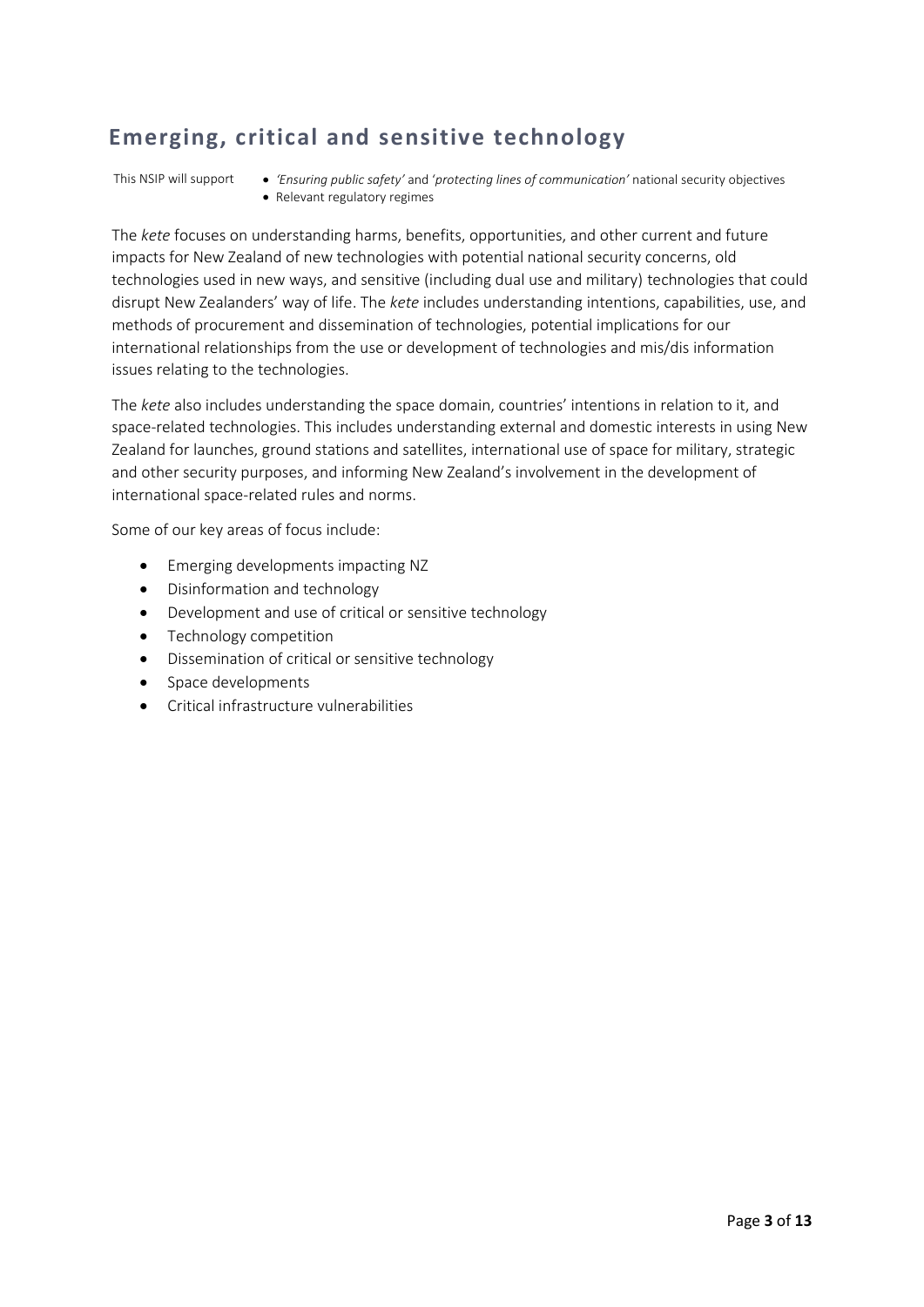## Emerging, critical and sensitive technology

This NSIP will support
- *'Ensuring public safety'* and *'protecting lines of communication'* national security objectives
- Relevant regulatory regimes

The *kete* focuses on understanding harms, benefits, opportunities, and other current and future impacts for New Zealand of new technologies with potential national security concerns, old technologies used in new ways, and sensitive (including dual use and military) technologies that could disrupt New Zealanders' way of life. The *kete* includes understanding intentions, capabilities, use, and methods of procurement and dissemination of technologies, potential implications for our international relationships from the use or development of technologies and mis/dis information issues relating to the technologies.

The *kete* also includes understanding the space domain, countries' intentions in relation to it, and space-related technologies. This includes understanding external and domestic interests in using New Zealand for launches, ground stations and satellites, international use of space for military, strategic and other security purposes, and informing New Zealand's involvement in the development of international space-related rules and norms.

Some of our key areas of focus include:

- Emerging developments impacting NZ
- Disinformation and technology
- Development and use of critical or sensitive technology
- Technology competition
- Dissemination of critical or sensitive technology
- Space developments
- Critical infrastructure vulnerabilities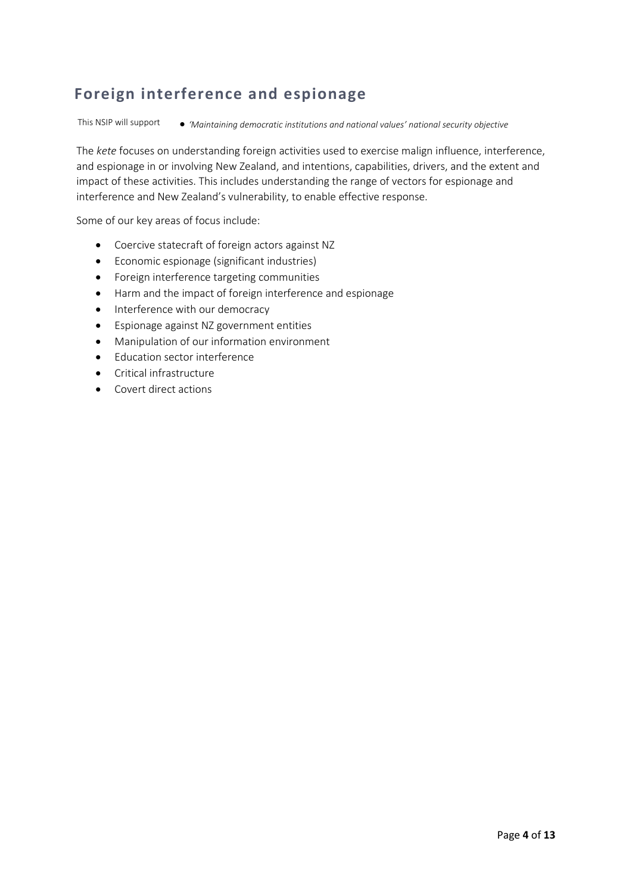## Foreign interference and espionage

This NSIP will support

- *'Maintaining democratic institutions and national values' national security objective*

The *kete* focuses on understanding foreign activities used to exercise malign influence, interference, and espionage in or involving New Zealand, and intentions, capabilities, drivers, and the extent and impact of these activities. This includes understanding the range of vectors for espionage and interference and New Zealand's vulnerability, to enable effective response.

Some of our key areas of focus include:

- Coercive statecraft of foreign actors against NZ
- Economic espionage (significant industries)
- Foreign interference targeting communities
- Harm and the impact of foreign interference and espionage
- Interference with our democracy
- Espionage against NZ government entities
- Manipulation of our information environment
- Education sector interference
- Critical infrastructure
- Covert direct actions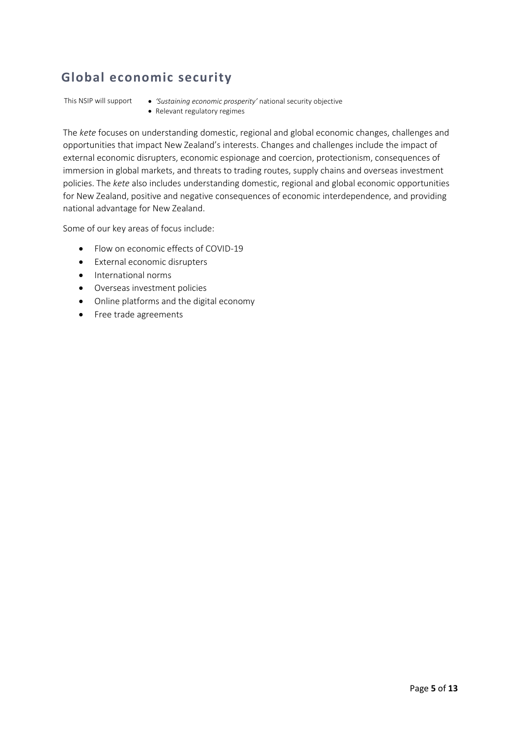## Global economic security

This NSIP will support
- *'Sustaining economic prosperity'* national security objective
- Relevant regulatory regimes

The *kete* focuses on understanding domestic, regional and global economic changes, challenges and opportunities that impact New Zealand's interests. Changes and challenges include the impact of external economic disrupters, economic espionage and coercion, protectionism, consequences of immersion in global markets, and threats to trading routes, supply chains and overseas investment policies. The *kete* also includes understanding domestic, regional and global economic opportunities for New Zealand, positive and negative consequences of economic interdependence, and providing national advantage for New Zealand.

Some of our key areas of focus include:

- Flow on economic effects of COVID-19
- External economic disrupters
- International norms
- Overseas investment policies
- Online platforms and the digital economy
- Free trade agreements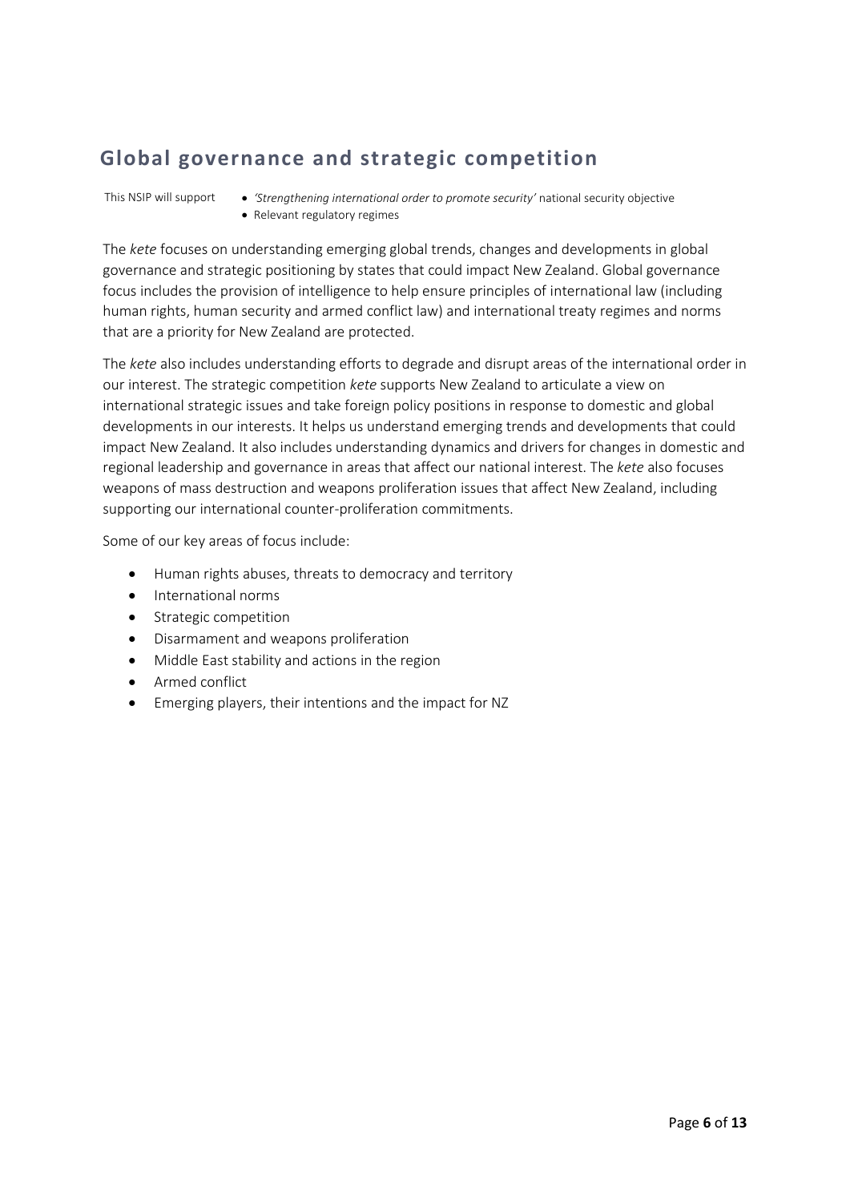## Global governance and strategic competition

This NSIP will support

- *'Strengthening international order to promote security'* national security objective
- Relevant regulatory regimes

The *kete* focuses on understanding emerging global trends, changes and developments in global governance and strategic positioning by states that could impact New Zealand. Global governance focus includes the provision of intelligence to help ensure principles of international law (including human rights, human security and armed conflict law) and international treaty regimes and norms that are a priority for New Zealand are protected.

The *kete* also includes understanding efforts to degrade and disrupt areas of the international order in our interest. The strategic competition *kete* supports New Zealand to articulate a view on international strategic issues and take foreign policy positions in response to domestic and global developments in our interests. It helps us understand emerging trends and developments that could impact New Zealand. It also includes understanding dynamics and drivers for changes in domestic and regional leadership and governance in areas that affect our national interest. The *kete* also focuses weapons of mass destruction and weapons proliferation issues that affect New Zealand, including supporting our international counter-proliferation commitments.

Some of our key areas of focus include:

- Human rights abuses, threats to democracy and territory
- International norms
- Strategic competition
- Disarmament and weapons proliferation
- Middle East stability and actions in the region
- Armed conflict
- Emerging players, their intentions and the impact for NZ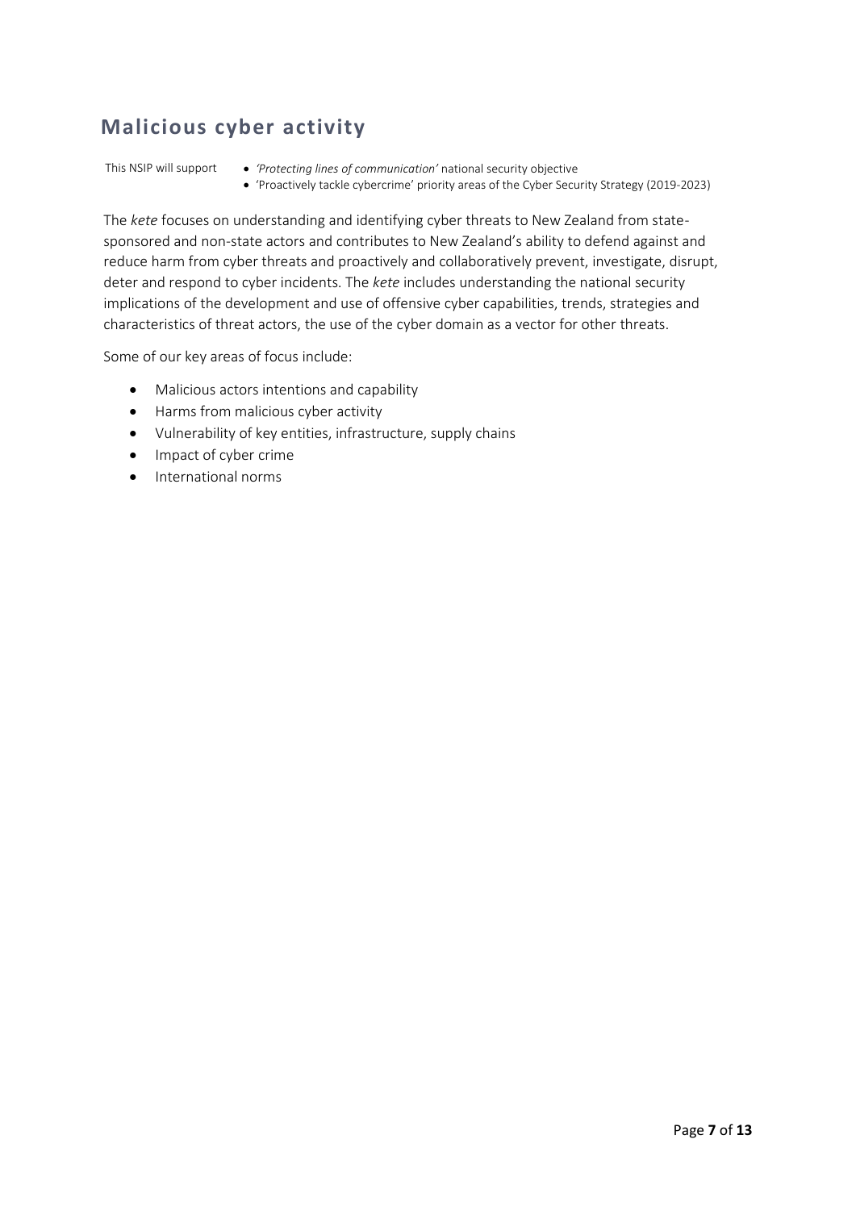## Malicious cyber activity

This NSIP will support

- *'Protecting lines of communication'* national security objective
- 'Proactively tackle cybercrime' priority areas of the Cyber Security Strategy (2019-2023)

The *kete* focuses on understanding and identifying cyber threats to New Zealand from state-sponsored and non-state actors and contributes to New Zealand's ability to defend against and reduce harm from cyber threats and proactively and collaboratively prevent, investigate, disrupt, deter and respond to cyber incidents. The *kete* includes understanding the national security implications of the development and use of offensive cyber capabilities, trends, strategies and characteristics of threat actors, the use of the cyber domain as a vector for other threats.

Some of our key areas of focus include:

- Malicious actors intentions and capability
- Harms from malicious cyber activity
- Vulnerability of key entities, infrastructure, supply chains
- Impact of cyber crime
- International norms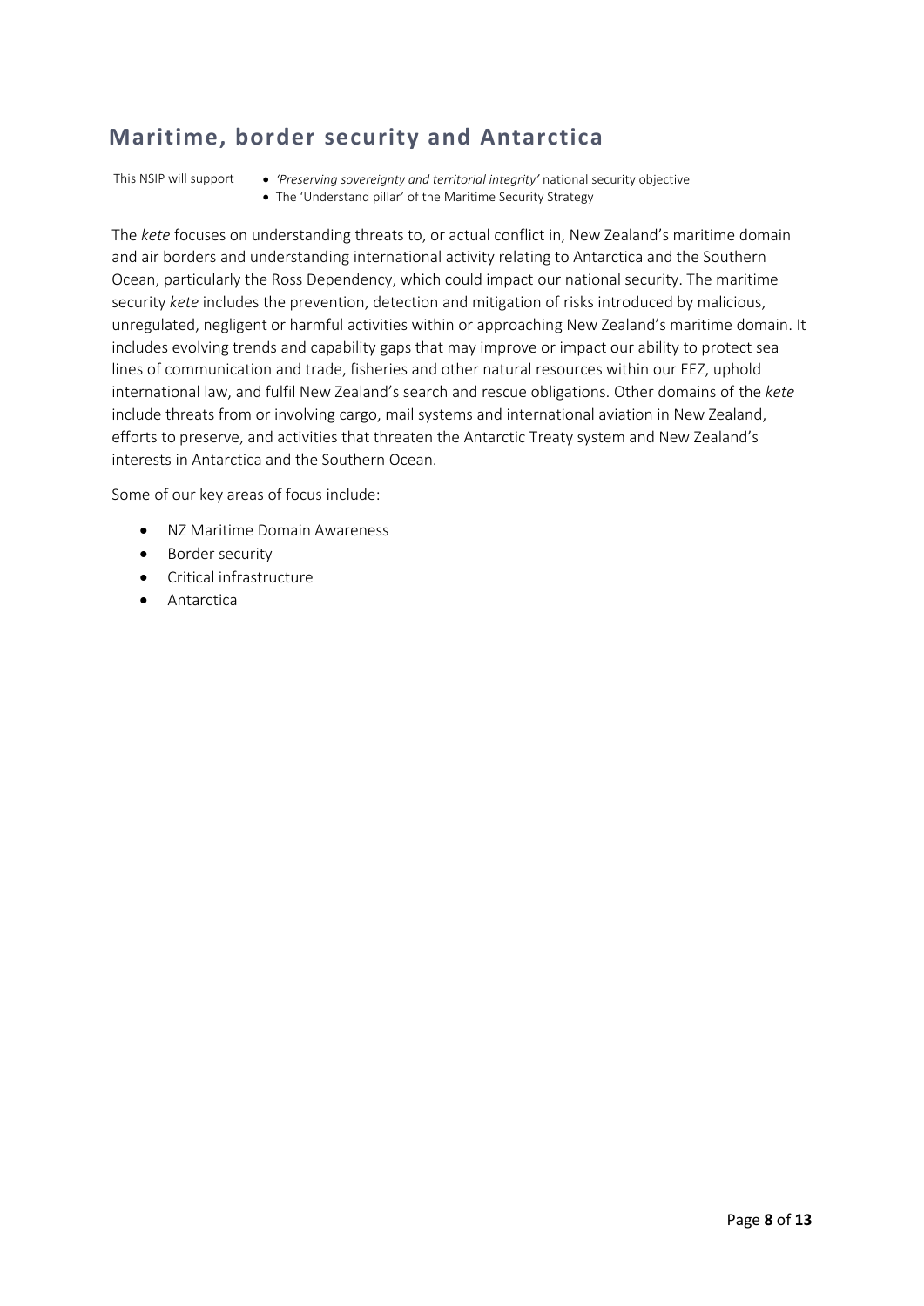## Maritime, border security and Antarctica

This NSIP will support

- *'Preserving sovereignty and territorial integrity'* national security objective
- The 'Understand pillar' of the Maritime Security Strategy

The *kete* focuses on understanding threats to, or actual conflict in, New Zealand's maritime domain and air borders and understanding international activity relating to Antarctica and the Southern Ocean, particularly the Ross Dependency, which could impact our national security. The maritime security *kete* includes the prevention, detection and mitigation of risks introduced by malicious, unregulated, negligent or harmful activities within or approaching New Zealand's maritime domain. It includes evolving trends and capability gaps that may improve or impact our ability to protect sea lines of communication and trade, fisheries and other natural resources within our EEZ, uphold international law, and fulfil New Zealand's search and rescue obligations. Other domains of the *kete* include threats from or involving cargo, mail systems and international aviation in New Zealand, efforts to preserve, and activities that threaten the Antarctic Treaty system and New Zealand's interests in Antarctica and the Southern Ocean.

Some of our key areas of focus include:

- NZ Maritime Domain Awareness
- Border security
- Critical infrastructure
- Antarctica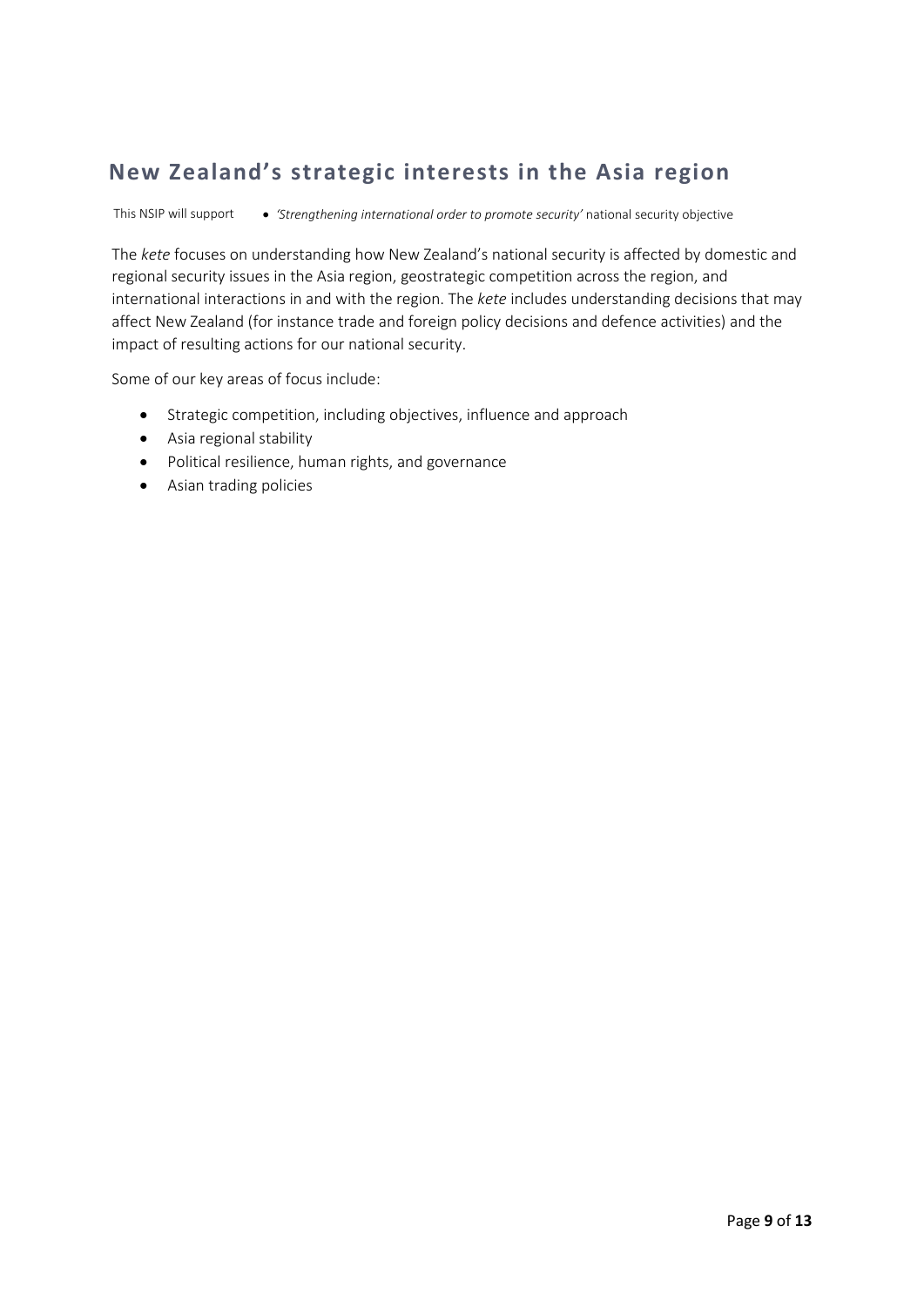## New Zealand's strategic interests in the Asia region

This NSIP will support

- *'Strengthening international order to promote security'* national security objective

The *kete* focuses on understanding how New Zealand's national security is affected by domestic and regional security issues in the Asia region, geostrategic competition across the region, and international interactions in and with the region. The *kete* includes understanding decisions that may affect New Zealand (for instance trade and foreign policy decisions and defence activities) and the impact of resulting actions for our national security.

Some of our key areas of focus include:

- Strategic competition, including objectives, influence and approach
- Asia regional stability
- Political resilience, human rights, and governance
- Asian trading policies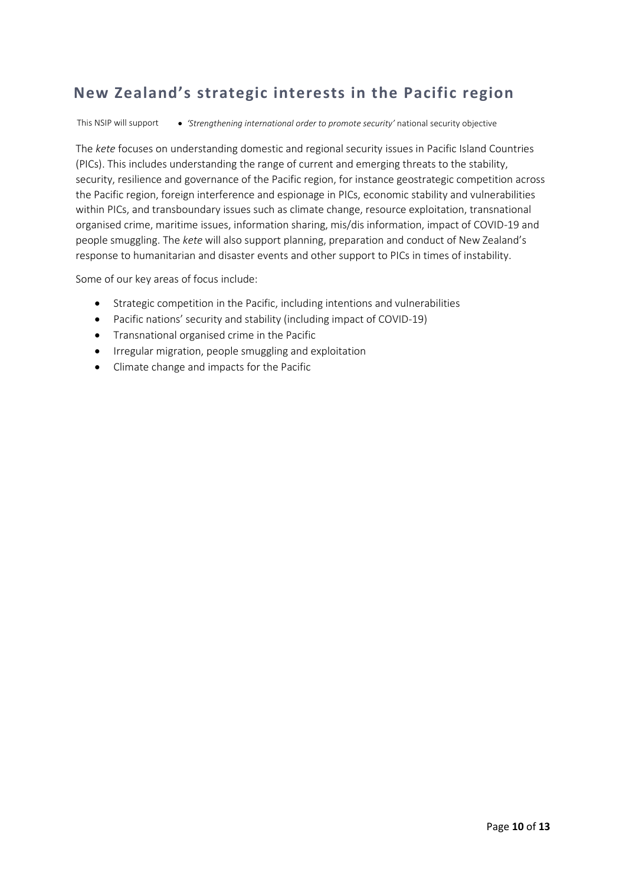## New Zealand's strategic interests in the Pacific region

This NSIP will support

- *'Strengthening international order to promote security'* national security objective

The *kete* focuses on understanding domestic and regional security issues in Pacific Island Countries (PICs). This includes understanding the range of current and emerging threats to the stability, security, resilience and governance of the Pacific region, for instance geostrategic competition across the Pacific region, foreign interference and espionage in PICs, economic stability and vulnerabilities within PICs, and transboundary issues such as climate change, resource exploitation, transnational organised crime, maritime issues, information sharing, mis/dis information, impact of COVID-19 and people smuggling. The *kete* will also support planning, preparation and conduct of New Zealand's response to humanitarian and disaster events and other support to PICs in times of instability.

Some of our key areas of focus include:

- Strategic competition in the Pacific, including intentions and vulnerabilities
- Pacific nations' security and stability (including impact of COVID-19)
- Transnational organised crime in the Pacific
- Irregular migration, people smuggling and exploitation
- Climate change and impacts for the Pacific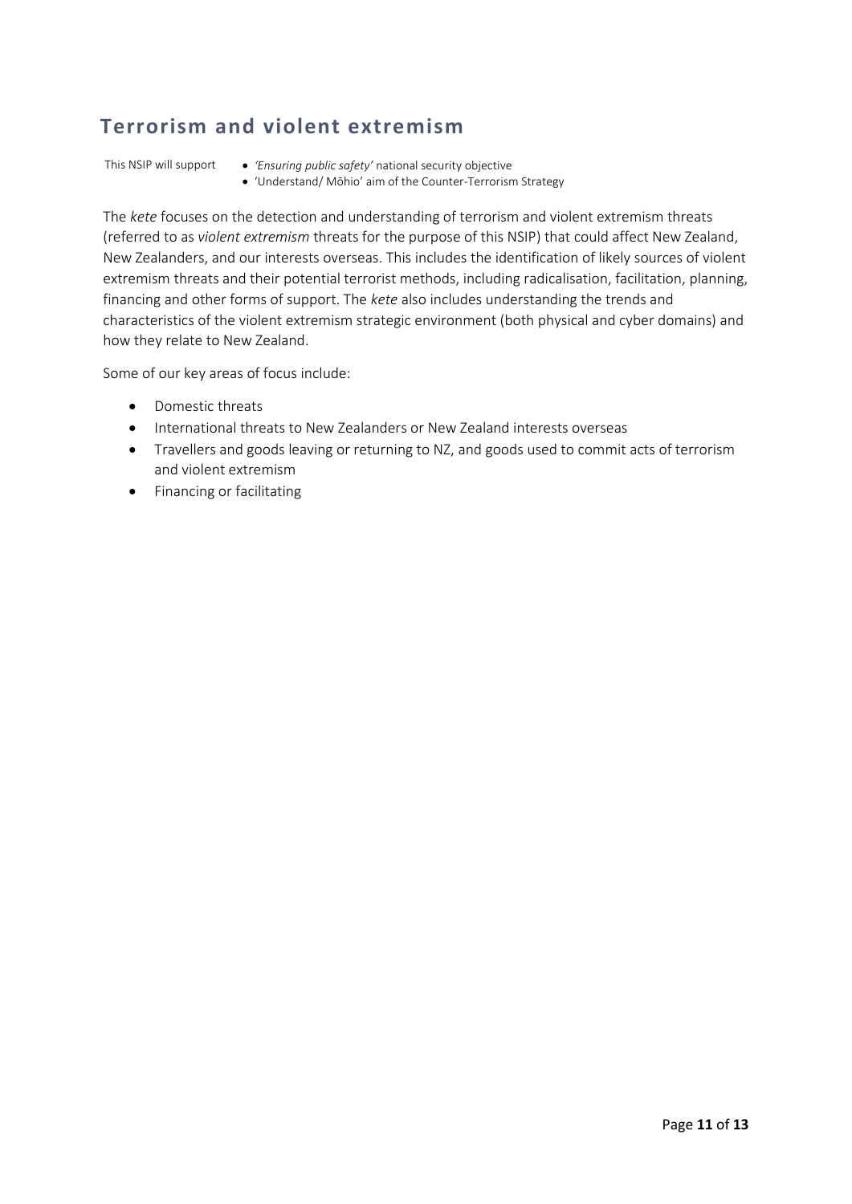## Terrorism and violent extremism

This NSIP will support

- *'Ensuring public safety'* national security objective
- 'Understand/ Mōhio' aim of the Counter-Terrorism Strategy

The *kete* focuses on the detection and understanding of terrorism and violent extremism threats (referred to as *violent extremism* threats for the purpose of this NSIP) that could affect New Zealand, New Zealanders, and our interests overseas. This includes the identification of likely sources of violent extremism threats and their potential terrorist methods, including radicalisation, facilitation, planning, financing and other forms of support. The *kete* also includes understanding the trends and characteristics of the violent extremism strategic environment (both physical and cyber domains) and how they relate to New Zealand.

Some of our key areas of focus include:

- Domestic threats
- International threats to New Zealanders or New Zealand interests overseas
- Travellers and goods leaving or returning to NZ, and goods used to commit acts of terrorism and violent extremism
- Financing or facilitating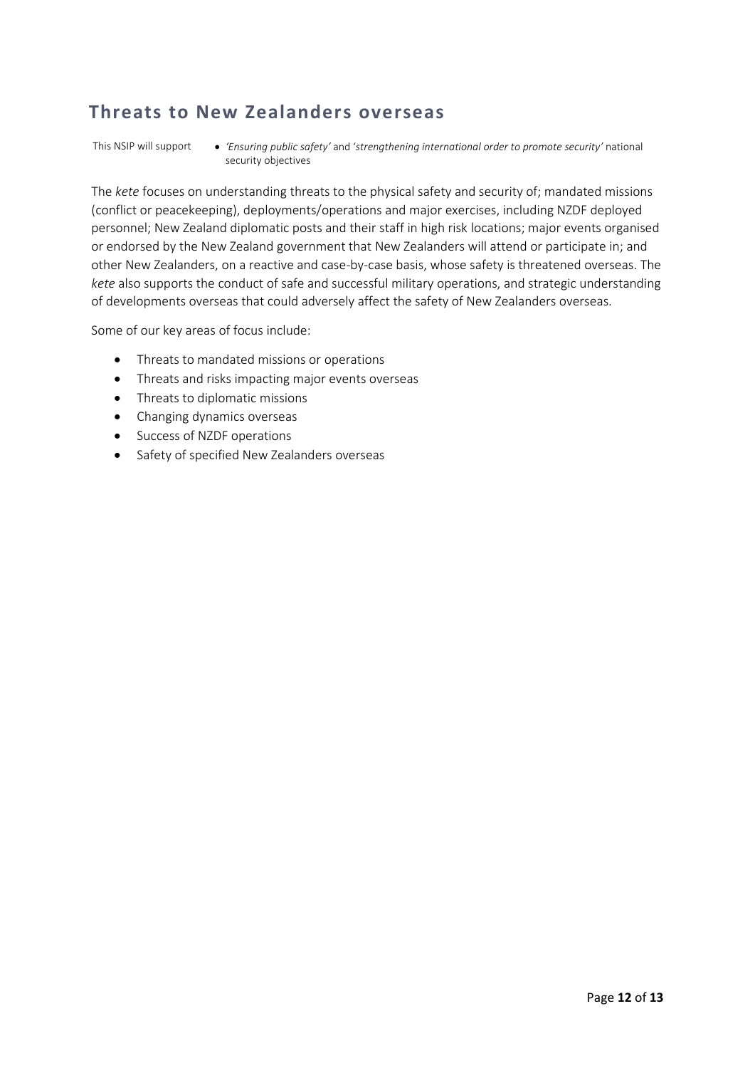## Threats to New Zealanders overseas

This NSIP will support

- *'Ensuring public safety'* and *'strengthening international order to promote security'* national security objectives

The *kete* focuses on understanding threats to the physical safety and security of; mandated missions (conflict or peacekeeping), deployments/operations and major exercises, including NZDF deployed personnel; New Zealand diplomatic posts and their staff in high risk locations; major events organised or endorsed by the New Zealand government that New Zealanders will attend or participate in; and other New Zealanders, on a reactive and case-by-case basis, whose safety is threatened overseas. The *kete* also supports the conduct of safe and successful military operations, and strategic understanding of developments overseas that could adversely affect the safety of New Zealanders overseas.

Some of our key areas of focus include:

- Threats to mandated missions or operations
- Threats and risks impacting major events overseas
- Threats to diplomatic missions
- Changing dynamics overseas
- Success of NZDF operations
- Safety of specified New Zealanders overseas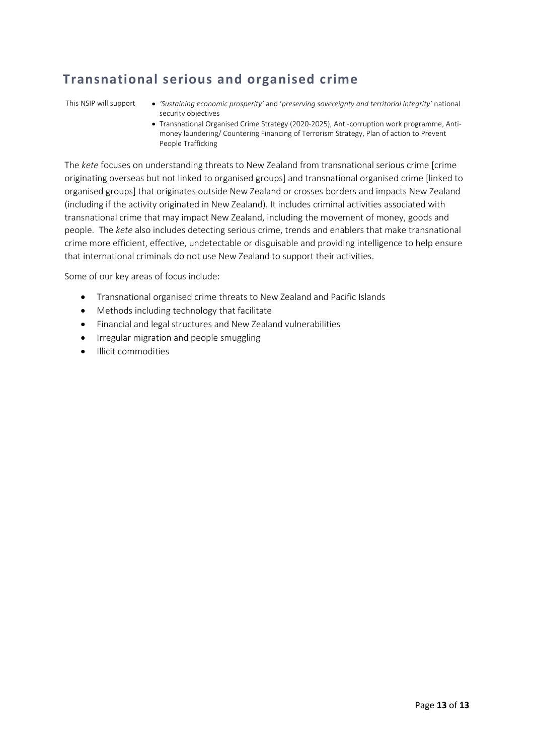## Transnational serious and organised crime

This NSIP will support

- *'Sustaining economic prosperity'* and '*preserving sovereignty and territorial integrity'* national security objectives
- Transnational Organised Crime Strategy (2020-2025), Anti-corruption work programme, Anti-money laundering/ Countering Financing of Terrorism Strategy, Plan of action to Prevent People Trafficking

The *kete* focuses on understanding threats to New Zealand from transnational serious crime [crime originating overseas but not linked to organised groups] and transnational organised crime [linked to organised groups] that originates outside New Zealand or crosses borders and impacts New Zealand (including if the activity originated in New Zealand). It includes criminal activities associated with transnational crime that may impact New Zealand, including the movement of money, goods and people. The *kete* also includes detecting serious crime, trends and enablers that make transnational crime more efficient, effective, undetectable or disguisable and providing intelligence to help ensure that international criminals do not use New Zealand to support their activities.

Some of our key areas of focus include:

- Transnational organised crime threats to New Zealand and Pacific Islands
- Methods including technology that facilitate
- Financial and legal structures and New Zealand vulnerabilities
- Irregular migration and people smuggling
- Illicit commodities